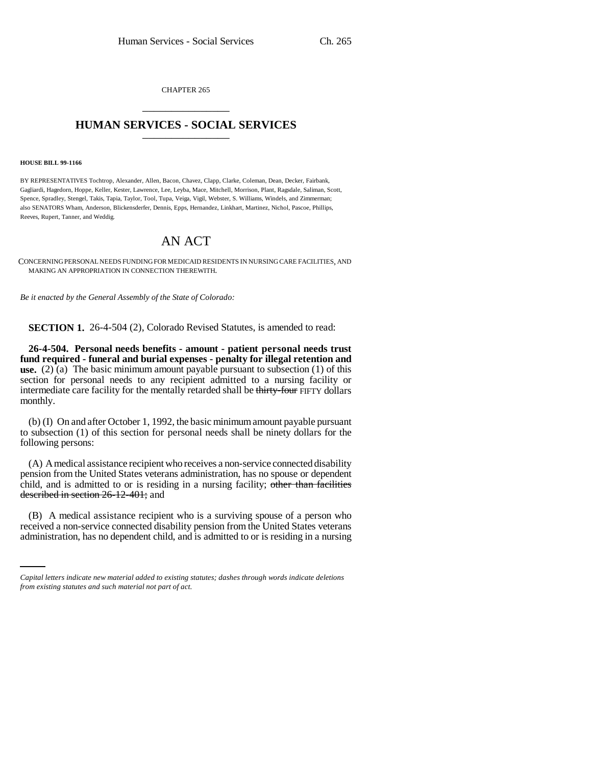CHAPTER 265

## HUMAN SERVICES - SOCIAL SERVICES

**HOUSE BILL 99-1166**

BY REPRESENTATIVES Tochtrop, Alexander, Allen, Bacon, Chavez, Clapp, Clarke, Coleman, Dean, Decker, Fairbank, Gagliardi, Hagedorn, Hoppe, Keller, Kester, Lawrence, Lee, Leyba, Mace, Mitchell, Morrison, Plant, Ragsdale, Saliman, Scott, Spence, Spradley, Stengel, Takis, Tapia, Taylor, Tool, Tupa, Veiga, Vigil, Webster, S. Williams, Windels, and Zimmerman; also SENATORS Wham, Anderson, Blickensderfer, Dennis, Epps, Hernandez, Linkhart, Martinez, Nichol, Pascoe, Phillips, Reeves, Rupert, Tanner, and Weddig.

# AN ACT

CONCERNING PERSONAL NEEDS FUNDING FOR MEDICAID RESIDENTS IN NURSING CARE FACILITIES, AND MAKING AN APPROPRIATION IN CONNECTION THEREWITH.

*Be it enacted by the General Assembly of the State of Colorado:*

**SECTION 1.** 26-4-504 (2), Colorado Revised Statutes, is amended to read:

**26-4-504. Personal needs benefits - amount - patient personal needs trust fund required - funeral and burial expenses - penalty for illegal retention and use.** (2) (a) The basic minimum amount payable pursuant to subsection (1) of this section for personal needs to any recipient admitted to a nursing facility or intermediate care facility for the mentally retarded shall be ~~thirty-four~~ FIFTY dollars monthly.

(b) (I) On and after October 1, 1992, the basic minimum amount payable pursuant to subsection (1) of this section for personal needs shall be ninety dollars for the following persons:

(A) A medical assistance recipient who receives a non-service connected disability pension from the United States veterans administration, has no spouse or dependent child, and is admitted to or is residing in a nursing facility; ~~other than facilities described in section 26-12-401;~~ and

(B) A medical assistance recipient who is a surviving spouse of a person who received a non-service connected disability pension from the United States veterans administration, has no dependent child, and is admitted to or is residing in a nursing

*Capital letters indicate new material added to existing statutes; dashes through words indicate deletions from existing statutes and such material not part of act.*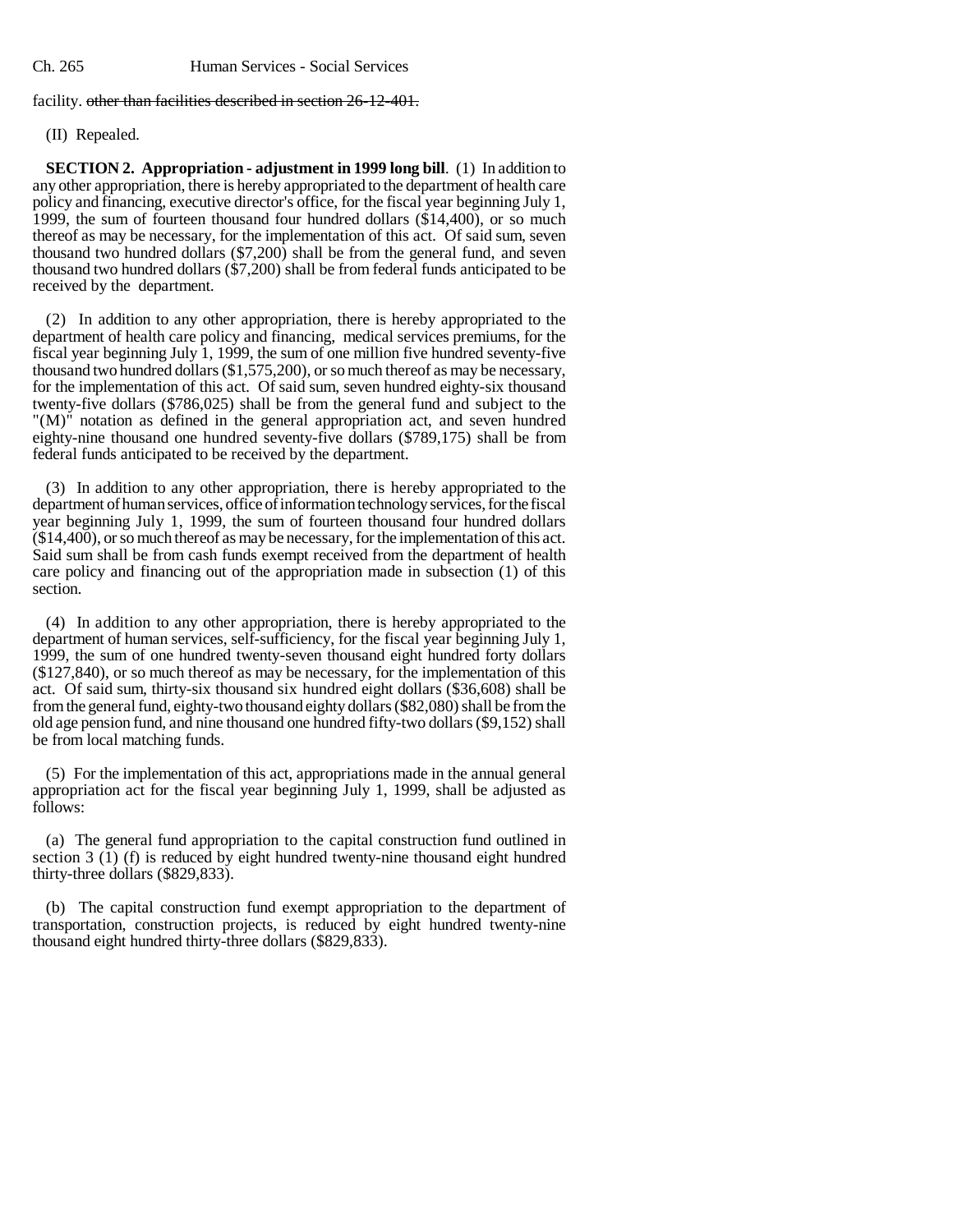facility. ~~other than facilities described in section 26-12-401.~~

(II) Repealed.

**SECTION 2. Appropriation - adjustment in 1999 long bill**. (1) In addition to any other appropriation, there is hereby appropriated to the department of health care policy and financing, executive director's office, for the fiscal year beginning July 1, 1999, the sum of fourteen thousand four hundred dollars ($14,400), or so much thereof as may be necessary, for the implementation of this act. Of said sum, seven thousand two hundred dollars ($7,200) shall be from the general fund, and seven thousand two hundred dollars ($7,200) shall be from federal funds anticipated to be received by the department.

(2) In addition to any other appropriation, there is hereby appropriated to the department of health care policy and financing, medical services premiums, for the fiscal year beginning July 1, 1999, the sum of one million five hundred seventy-five thousand two hundred dollars ($1,575,200), or so much thereof as may be necessary, for the implementation of this act. Of said sum, seven hundred eighty-six thousand twenty-five dollars ($786,025) shall be from the general fund and subject to the "(M)" notation as defined in the general appropriation act, and seven hundred eighty-nine thousand one hundred seventy-five dollars ($789,175) shall be from federal funds anticipated to be received by the department.

(3) In addition to any other appropriation, there is hereby appropriated to the department of human services, office of information technology services, for the fiscal year beginning July 1, 1999, the sum of fourteen thousand four hundred dollars ($14,400), or so much thereof as may be necessary, for the implementation of this act. Said sum shall be from cash funds exempt received from the department of health care policy and financing out of the appropriation made in subsection (1) of this section.

(4) In addition to any other appropriation, there is hereby appropriated to the department of human services, self-sufficiency, for the fiscal year beginning July 1, 1999, the sum of one hundred twenty-seven thousand eight hundred forty dollars ($127,840), or so much thereof as may be necessary, for the implementation of this act. Of said sum, thirty-six thousand six hundred eight dollars ($36,608) shall be from the general fund, eighty-two thousand eighty dollars ($82,080) shall be from the old age pension fund, and nine thousand one hundred fifty-two dollars ($9,152) shall be from local matching funds.

(5) For the implementation of this act, appropriations made in the annual general appropriation act for the fiscal year beginning July 1, 1999, shall be adjusted as follows:

(a) The general fund appropriation to the capital construction fund outlined in section 3 (1) (f) is reduced by eight hundred twenty-nine thousand eight hundred thirty-three dollars ($829,833).

(b) The capital construction fund exempt appropriation to the department of transportation, construction projects, is reduced by eight hundred twenty-nine thousand eight hundred thirty-three dollars ($829,833).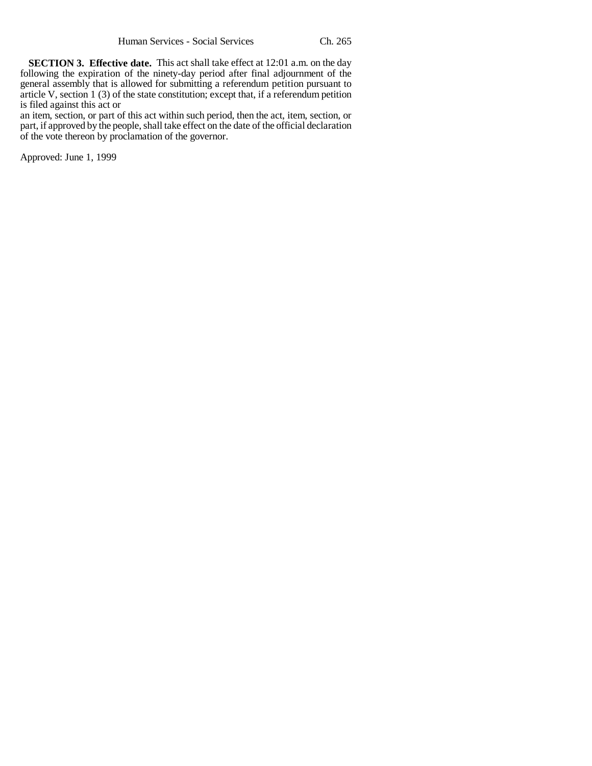**SECTION 3. Effective date.** This act shall take effect at 12:01 a.m. on the day following the expiration of the ninety-day period after final adjournment of the general assembly that is allowed for submitting a referendum petition pursuant to article V, section 1 (3) of the state constitution; except that, if a referendum petition is filed against this act or an item, section, or part of this act within such period, then the act, item, section, or part, if approved by the people, shall take effect on the date of the official declaration of the vote thereon by proclamation of the governor.

Approved: June 1, 1999